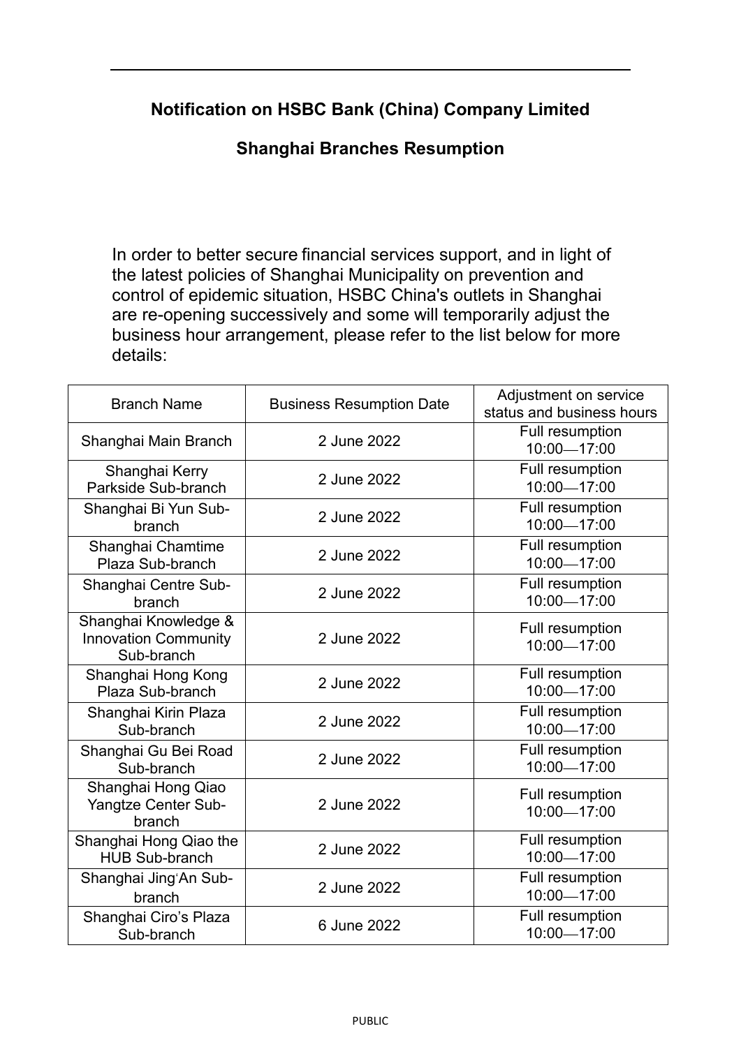# Notification on HSBC Bank (China) Company Limited

## Shanghai Branches Resumption

In order to better secure financial services support, and in light of the latest policies of Shanghai Municipality on prevention and control of epidemic situation, HSBC China's outlets in Shanghai are re-opening successively and some will temporarily adjust the business hour arrangement, please refer to the list below for more details:

| Branch Name | Business Resumption Date | Adjustment on service status and business hours |
|---|---|---|
| Shanghai Main Branch | 2 June 2022 | Full resumption 10:00—17:00 |
| Shanghai Kerry Parkside Sub-branch | 2 June 2022 | Full resumption 10:00—17:00 |
| Shanghai Bi Yun Sub-branch | 2 June 2022 | Full resumption 10:00—17:00 |
| Shanghai Chamtime Plaza Sub-branch | 2 June 2022 | Full resumption 10:00—17:00 |
| Shanghai Centre Sub-branch | 2 June 2022 | Full resumption 10:00—17:00 |
| Shanghai Knowledge & Innovation Community Sub-branch | 2 June 2022 | Full resumption 10:00—17:00 |
| Shanghai Hong Kong Plaza Sub-branch | 2 June 2022 | Full resumption 10:00—17:00 |
| Shanghai Kirin Plaza Sub-branch | 2 June 2022 | Full resumption 10:00—17:00 |
| Shanghai Gu Bei Road Sub-branch | 2 June 2022 | Full resumption 10:00—17:00 |
| Shanghai Hong Qiao Yangtze Center Sub-branch | 2 June 2022 | Full resumption 10:00—17:00 |
| Shanghai Hong Qiao the HUB Sub-branch | 2 June 2022 | Full resumption 10:00—17:00 |
| Shanghai Jing'An Sub-branch | 2 June 2022 | Full resumption 10:00—17:00 |
| Shanghai Ciro's Plaza Sub-branch | 6 June 2022 | Full resumption 10:00—17:00 |

PUBLIC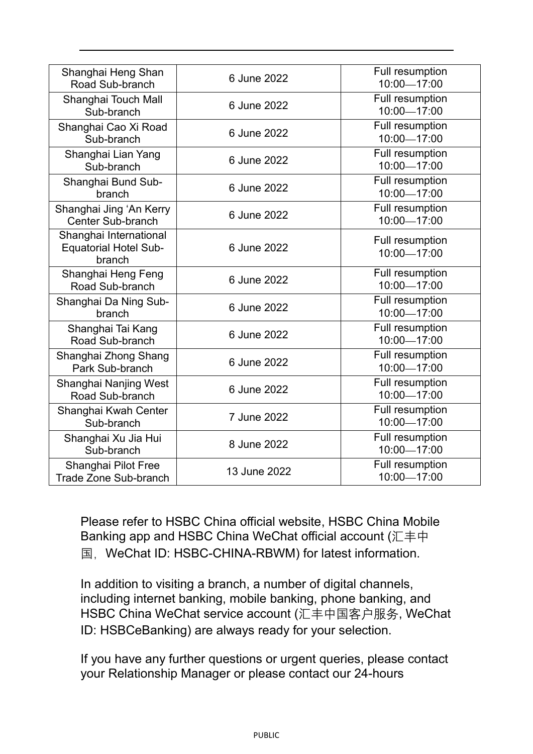| Shanghai Heng Shan Road Sub-branch | 6 June 2022 | Full resumption 10:00—17:00 |
|---|---|---|
| Shanghai Touch Mall Sub-branch | 6 June 2022 | Full resumption 10:00—17:00 |
| Shanghai Cao Xi Road Sub-branch | 6 June 2022 | Full resumption 10:00—17:00 |
| Shanghai Lian Yang Sub-branch | 6 June 2022 | Full resumption 10:00—17:00 |
| Shanghai Bund Sub-branch | 6 June 2022 | Full resumption 10:00—17:00 |
| Shanghai Jing 'An Kerry Center Sub-branch | 6 June 2022 | Full resumption 10:00—17:00 |
| Shanghai International Equatorial Hotel Sub-branch | 6 June 2022 | Full resumption 10:00—17:00 |
| Shanghai Heng Feng Road Sub-branch | 6 June 2022 | Full resumption 10:00—17:00 |
| Shanghai Da Ning Sub-branch | 6 June 2022 | Full resumption 10:00—17:00 |
| Shanghai Tai Kang Road Sub-branch | 6 June 2022 | Full resumption 10:00—17:00 |
| Shanghai Zhong Shang Park Sub-branch | 6 June 2022 | Full resumption 10:00—17:00 |
| Shanghai Nanjing West Road Sub-branch | 6 June 2022 | Full resumption 10:00—17:00 |
| Shanghai Kwah Center Sub-branch | 7 June 2022 | Full resumption 10:00—17:00 |
| Shanghai Xu Jia Hui Sub-branch | 8 June 2022 | Full resumption 10:00—17:00 |
| Shanghai Pilot Free Trade Zone Sub-branch | 13 June 2022 | Full resumption 10:00—17:00 |

Please refer to HSBC China official website, HSBC China Mobile Banking app and HSBC China WeChat official account (汇丰中国，WeChat ID: HSBC-CHINA-RBWM) for latest information.

In addition to visiting a branch, a number of digital channels, including internet banking, mobile banking, phone banking, and HSBC China WeChat service account (汇丰中国客户服务, WeChat ID: HSBCeBanking) are always ready for your selection.

If you have any further questions or urgent queries, please contact your Relationship Manager or please contact our 24-hours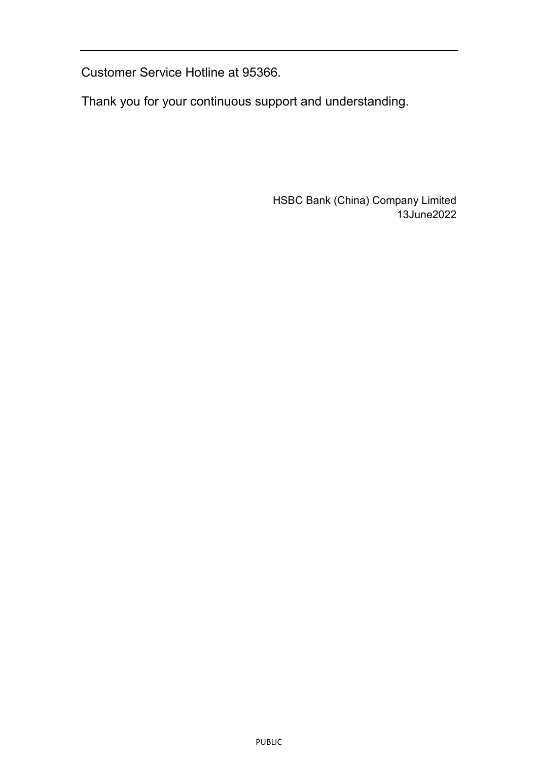Customer Service Hotline at 95366.

Thank you for your continuous support and understanding.

HSBC Bank (China) Company Limited
13June2022

PUBLIC